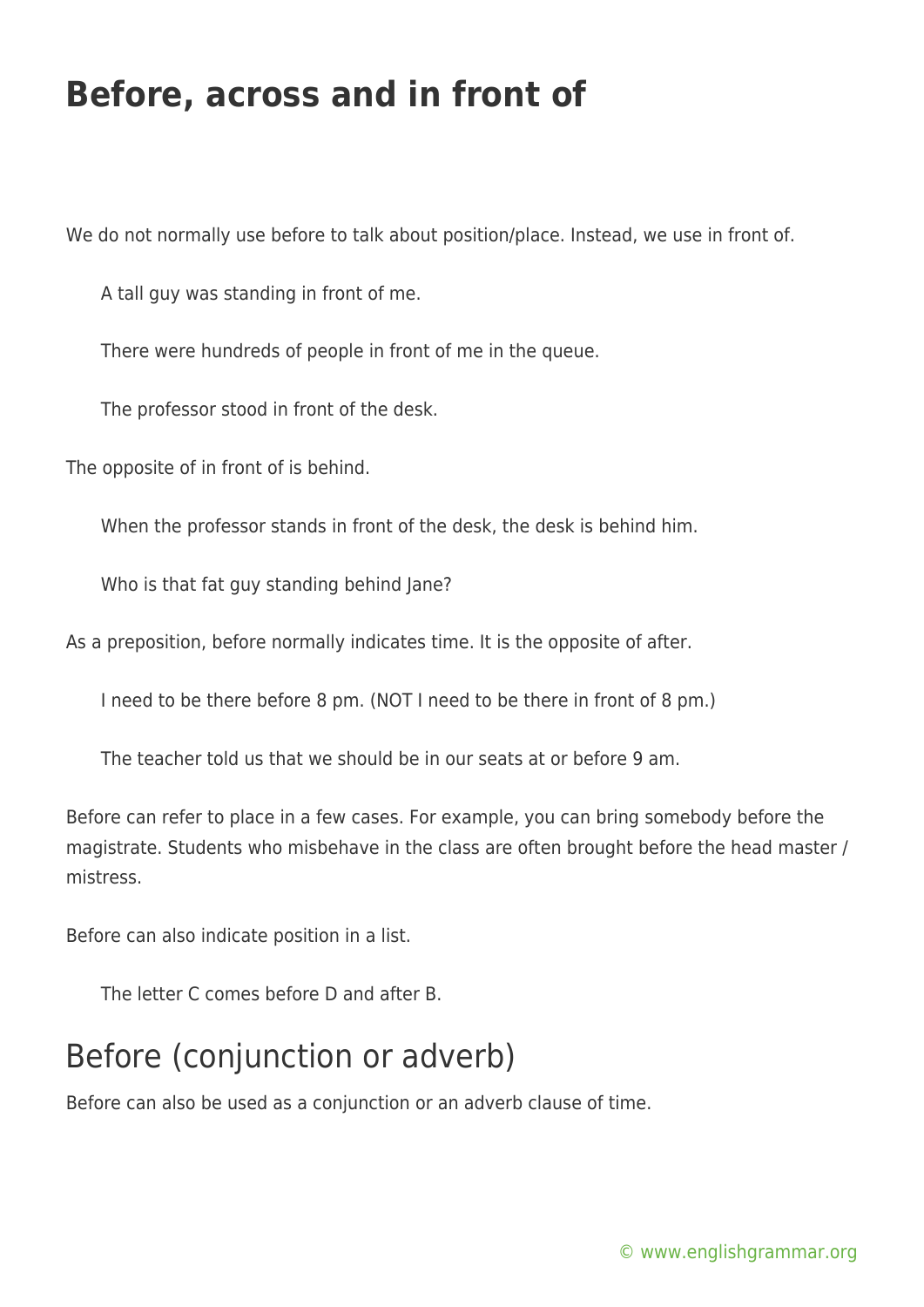# Before, across and in front of

We do not normally use before to talk about position/place. Instead, we use in front of.

> A tall guy was standing in front of me.
>
> There were hundreds of people in front of me in the queue.
>
> The professor stood in front of the desk.

The opposite of in front of is behind.

> When the professor stands in front of the desk, the desk is behind him.
>
> Who is that fat guy standing behind Jane?

As a preposition, before normally indicates time. It is the opposite of after.

> I need to be there before 8 pm. (NOT I need to be there in front of 8 pm.)
>
> The teacher told us that we should be in our seats at or before 9 am.

Before can refer to place in a few cases. For example, you can bring somebody before the magistrate. Students who misbehave in the class are often brought before the head master / mistress.

Before can also indicate position in a list.

> The letter C comes before D and after B.

## Before (conjunction or adverb)

Before can also be used as a conjunction or an adverb clause of time.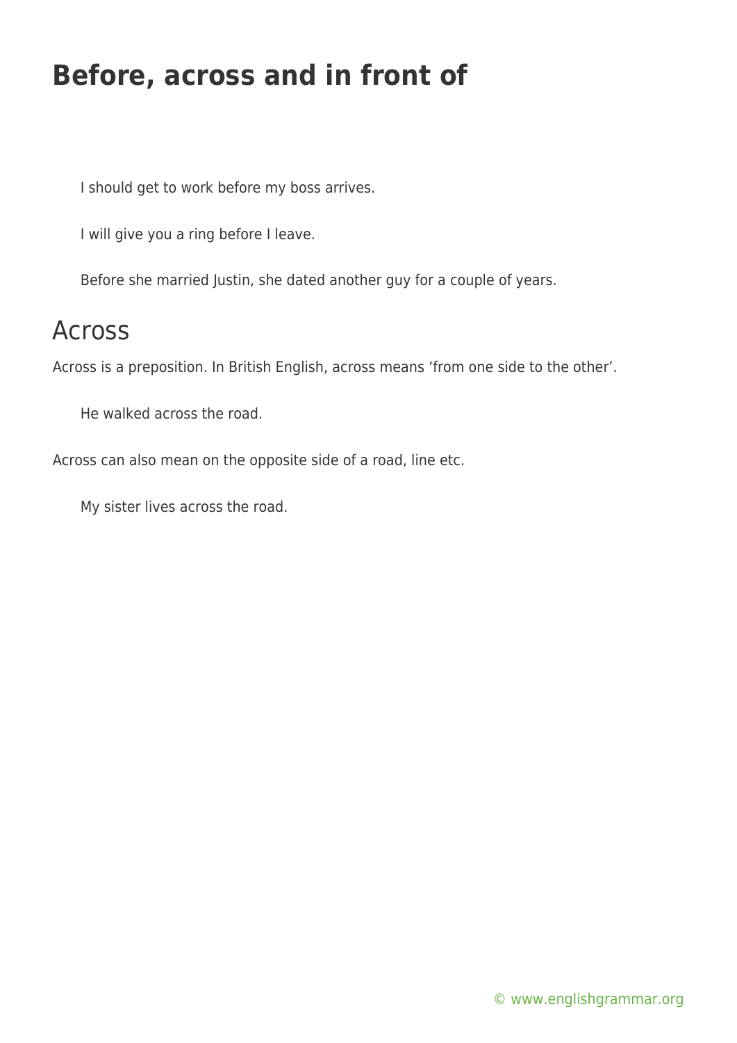# Before, across and in front of

> I should get to work before my boss arrives.

> I will give you a ring before I leave.

> Before she married Justin, she dated another guy for a couple of years.

## Across

Across is a preposition. In British English, across means 'from one side to the other'.

> He walked across the road.

Across can also mean on the opposite side of a road, line etc.

> My sister lives across the road.